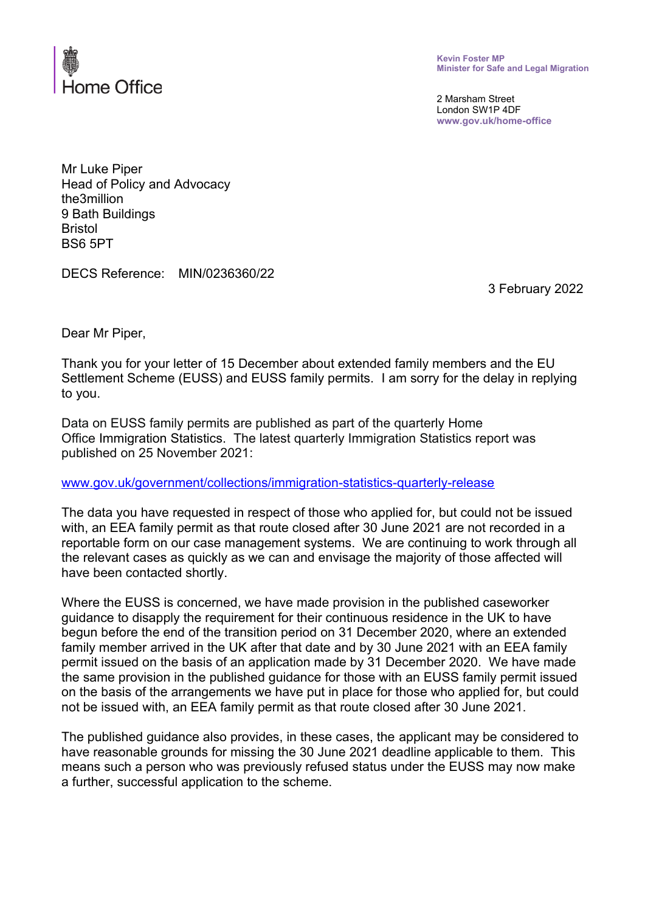Home Office

**Kevin Foster MP**
**Minister for Safe and Legal Migration**

2 Marsham Street
London SW1P 4DF
**www.gov.uk/home-office**

Mr Luke Piper
Head of Policy and Advocacy
the3million
9 Bath Buildings
Bristol
BS6 5PT

DECS Reference: MIN/0236360/22

3 February 2022

Dear Mr Piper,

Thank you for your letter of 15 December about extended family members and the EU Settlement Scheme (EUSS) and EUSS family permits. I am sorry for the delay in replying to you.

Data on EUSS family permits are published as part of the quarterly Home Office Immigration Statistics. The latest quarterly Immigration Statistics report was published on 25 November 2021:

[www.gov.uk/government/collections/immigration-statistics-quarterly-release](www.gov.uk/government/collections/immigration-statistics-quarterly-release)

The data you have requested in respect of those who applied for, but could not be issued with, an EEA family permit as that route closed after 30 June 2021 are not recorded in a reportable form on our case management systems. We are continuing to work through all the relevant cases as quickly as we can and envisage the majority of those affected will have been contacted shortly.

Where the EUSS is concerned, we have made provision in the published caseworker guidance to disapply the requirement for their continuous residence in the UK to have begun before the end of the transition period on 31 December 2020, where an extended family member arrived in the UK after that date and by 30 June 2021 with an EEA family permit issued on the basis of an application made by 31 December 2020. We have made the same provision in the published guidance for those with an EUSS family permit issued on the basis of the arrangements we have put in place for those who applied for, but could not be issued with, an EEA family permit as that route closed after 30 June 2021.

The published guidance also provides, in these cases, the applicant may be considered to have reasonable grounds for missing the 30 June 2021 deadline applicable to them. This means such a person who was previously refused status under the EUSS may now make a further, successful application to the scheme.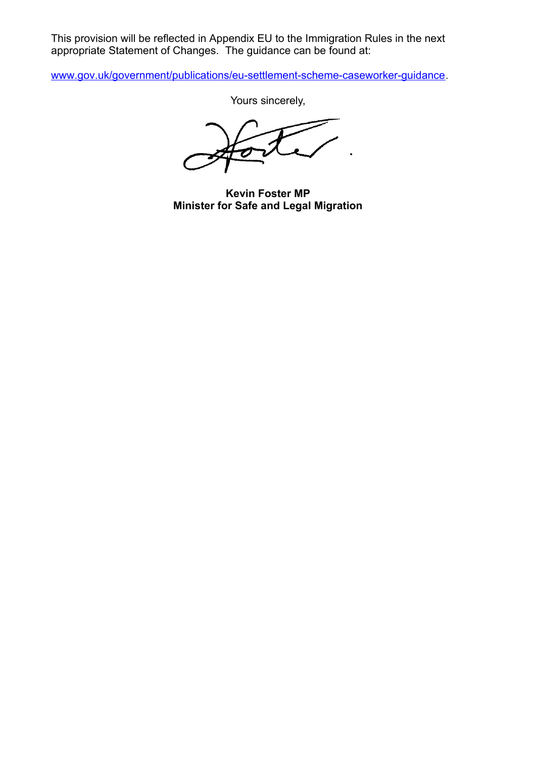This provision will be reflected in Appendix EU to the Immigration Rules in the next appropriate Statement of Changes. The guidance can be found at:

www.gov.uk/government/publications/eu-settlement-scheme-caseworker-guidance.

Yours sincerely,

**Kevin Foster MP**
**Minister for Safe and Legal Migration**